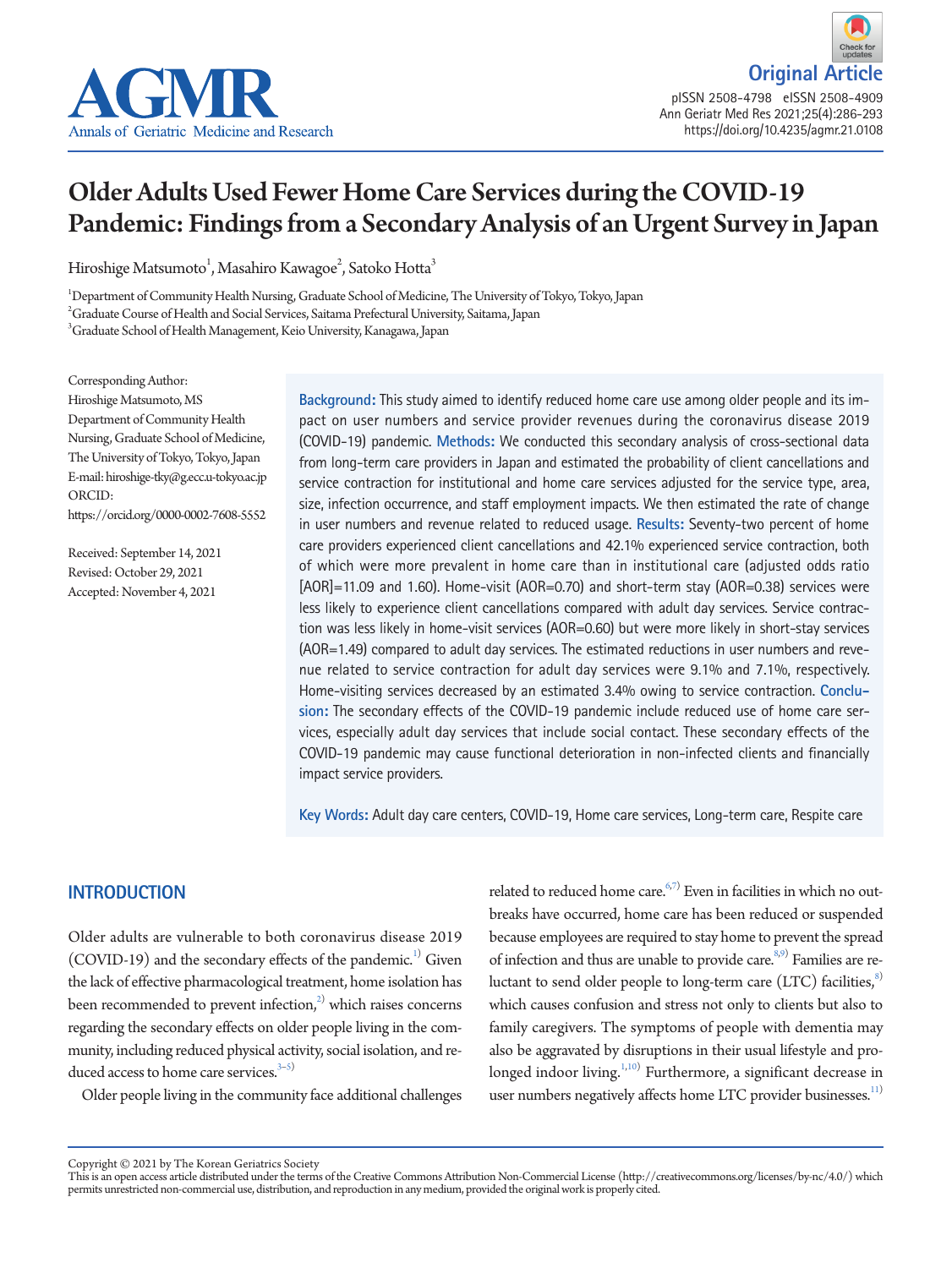Original Article

pISSN 2508-4798 eISSN 2508-4909

https://doi.org/10.4235/agmr.21.0108

# Older Adults Used Fewer Home Care Services during the COVID-19 Pandemic: Findings from a Secondary Analysis of an Urgent Survey in Japan

Hiroshige Matsumoto[1], Masahiro Kawagoe[2], Satoko Hotta[3]

[1]Department of Community Health Nursing, Graduate School of Medicine, The University of Tokyo, Tokyo, Japan
[2]Graduate Course of Health and Social Services, Saitama Prefectural University, Saitama, Japan
[3]Graduate School of Health Management, Keio University, Kanagawa, Japan

Corresponding Author:
Hiroshige Matsumoto, MS
Department of Community Health Nursing, Graduate School of Medicine, The University of Tokyo, Tokyo, Japan
E-mail: hiroshige-tky@g.ecc.u-tokyo.ac.jp
ORCID:
https://orcid.org/0000-0002-7608-5552

Received: September 14, 2021
Revised: October 29, 2021
Accepted: November 4, 2021

**Background:** This study aimed to identify reduced home care use among older people and its impact on user numbers and service provider revenues during the coronavirus disease 2019 (COVID-19) pandemic. **Methods:** We conducted this secondary analysis of cross-sectional data from long-term care providers in Japan and estimated the probability of client cancellations and service contraction for institutional and home care services adjusted for the service type, area, size, infection occurrence, and staff employment impacts. We then estimated the rate of change in user numbers and revenue related to reduced usage. **Results:** Seventy-two percent of home care providers experienced client cancellations and 42.1% experienced service contraction, both of which were more prevalent in home care than in institutional care (adjusted odds ratio [AOR]=11.09 and 1.60). Home-visit (AOR=0.70) and short-term stay (AOR=0.38) services were less likely to experience client cancellations compared with adult day services. Service contraction was less likely in home-visit services (AOR=0.60) but were more likely in short-stay services (AOR=1.49) compared to adult day services. The estimated reductions in user numbers and revenue related to service contraction for adult day services were 9.1% and 7.1%, respectively. Home-visiting services decreased by an estimated 3.4% owing to service contraction. **Conclusion:** The secondary effects of the COVID-19 pandemic include reduced use of home care services, especially adult day services that include social contact. These secondary effects of the COVID-19 pandemic may cause functional deterioration in non-infected clients and financially impact service providers.

**Key Words:** Adult day care centers, COVID-19, Home care services, Long-term care, Respite care

## INTRODUCTION

Older adults are vulnerable to both coronavirus disease 2019 (COVID-19) and the secondary effects of the pandemic.[1] Given the lack of effective pharmacological treatment, home isolation has been recommended to prevent infection,[2] which raises concerns regarding the secondary effects on older people living in the community, including reduced physical activity, social isolation, and reduced access to home care services.[3-5]

Older people living in the community face additional challenges related to reduced home care.[6,7] Even in facilities in which no outbreaks have occurred, home care has been reduced or suspended because employees are required to stay home to prevent the spread of infection and thus are unable to provide care.[8,9] Families are reluctant to send older people to long-term care (LTC) facilities,[8] which causes confusion and stress not only to clients but also to family caregivers. The symptoms of people with dementia may also be aggravated by disruptions in their usual lifestyle and prolonged indoor living.[1,10] Furthermore, a significant decrease in user numbers negatively affects home LTC provider businesses.[11]

Copyright © 2021 by The Korean Geriatrics Society
This is an open access article distributed under the terms of the Creative Commons Attribution Non-Commercial License (http://creativecommons.org/licenses/by-nc/4.0/) which permits unrestricted non-commercial use, distribution, and reproduction in any medium, provided the original work is properly cited.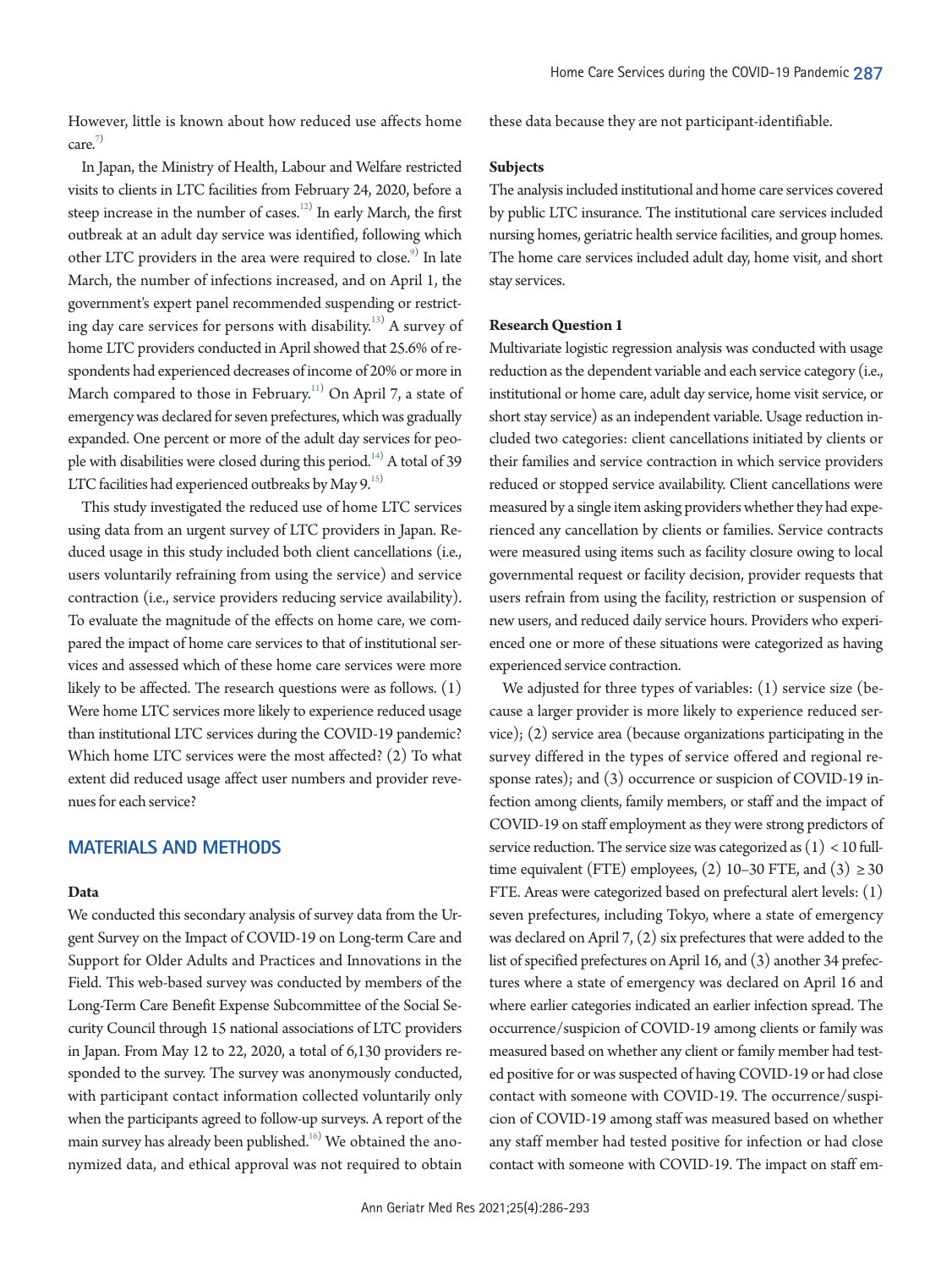However, little is known about how reduced use affects home care.[7]

In Japan, the Ministry of Health, Labour and Welfare restricted visits to clients in LTC facilities from February 24, 2020, before a steep increase in the number of cases.[12] In early March, the first outbreak at an adult day service was identified, following which other LTC providers in the area were required to close.[9] In late March, the number of infections increased, and on April 1, the government's expert panel recommended suspending or restricting day care services for persons with disability.[13] A survey of home LTC providers conducted in April showed that 25.6% of respondents had experienced decreases of income of 20% or more in March compared to those in February.[11] On April 7, a state of emergency was declared for seven prefectures, which was gradually expanded. One percent or more of the adult day services for people with disabilities were closed during this period.[14] A total of 39 LTC facilities had experienced outbreaks by May 9.[15]

This study investigated the reduced use of home LTC services using data from an urgent survey of LTC providers in Japan. Reduced usage in this study included both client cancellations (i.e., users voluntarily refraining from using the service) and service contraction (i.e., service providers reducing service availability). To evaluate the magnitude of the effects on home care, we compared the impact of home care services to that of institutional services and assessed which of these home care services were more likely to be affected. The research questions were as follows. (1) Were home LTC services more likely to experience reduced usage than institutional LTC services during the COVID-19 pandemic? Which home LTC services were the most affected? (2) To what extent did reduced usage affect user numbers and provider revenues for each service?

## MATERIALS AND METHODS

### Data

We conducted this secondary analysis of survey data from the Urgent Survey on the Impact of COVID-19 on Long-term Care and Support for Older Adults and Practices and Innovations in the Field. This web-based survey was conducted by members of the Long-Term Care Benefit Expense Subcommittee of the Social Security Council through 15 national associations of LTC providers in Japan. From May 12 to 22, 2020, a total of 6,130 providers responded to the survey. The survey was anonymously conducted, with participant contact information collected voluntarily only when the participants agreed to follow-up surveys. A report of the main survey has already been published.[16] We obtained the anonymized data, and ethical approval was not required to obtain these data because they are not participant-identifiable.

### Subjects

The analysis included institutional and home care services covered by public LTC insurance. The institutional care services included nursing homes, geriatric health service facilities, and group homes. The home care services included adult day, home visit, and short stay services.

### Research Question 1

Multivariate logistic regression analysis was conducted with usage reduction as the dependent variable and each service category (i.e., institutional or home care, adult day service, home visit service, or short stay service) as an independent variable. Usage reduction included two categories: client cancellations initiated by clients or their families and service contraction in which service providers reduced or stopped service availability. Client cancellations were measured by a single item asking providers whether they had experienced any cancellation by clients or families. Service contracts were measured using items such as facility closure owing to local governmental request or facility decision, provider requests that users refrain from using the facility, restriction or suspension of new users, and reduced daily service hours. Providers who experienced one or more of these situations were categorized as having experienced service contraction.

We adjusted for three types of variables: (1) service size (because a larger provider is more likely to experience reduced service); (2) service area (because organizations participating in the survey differed in the types of service offered and regional response rates); and (3) occurrence or suspicion of COVID-19 infection among clients, family members, or staff and the impact of COVID-19 on staff employment as they were strong predictors of service reduction. The service size was categorized as (1) < 10 full-time equivalent (FTE) employees, (2) 10–30 FTE, and (3) ≥ 30 FTE. Areas were categorized based on prefectural alert levels: (1) seven prefectures, including Tokyo, where a state of emergency was declared on April 7, (2) six prefectures that were added to the list of specified prefectures on April 16, and (3) another 34 prefectures where a state of emergency was declared on April 16 and where earlier categories indicated an earlier infection spread. The occurrence/suspicion of COVID-19 among clients or family was measured based on whether any client or family member had tested positive for or was suspected of having COVID-19 or had close contact with someone with COVID-19. The occurrence/suspicion of COVID-19 among staff was measured based on whether any staff member had tested positive for infection or had close contact with someone with COVID-19. The impact on staff em-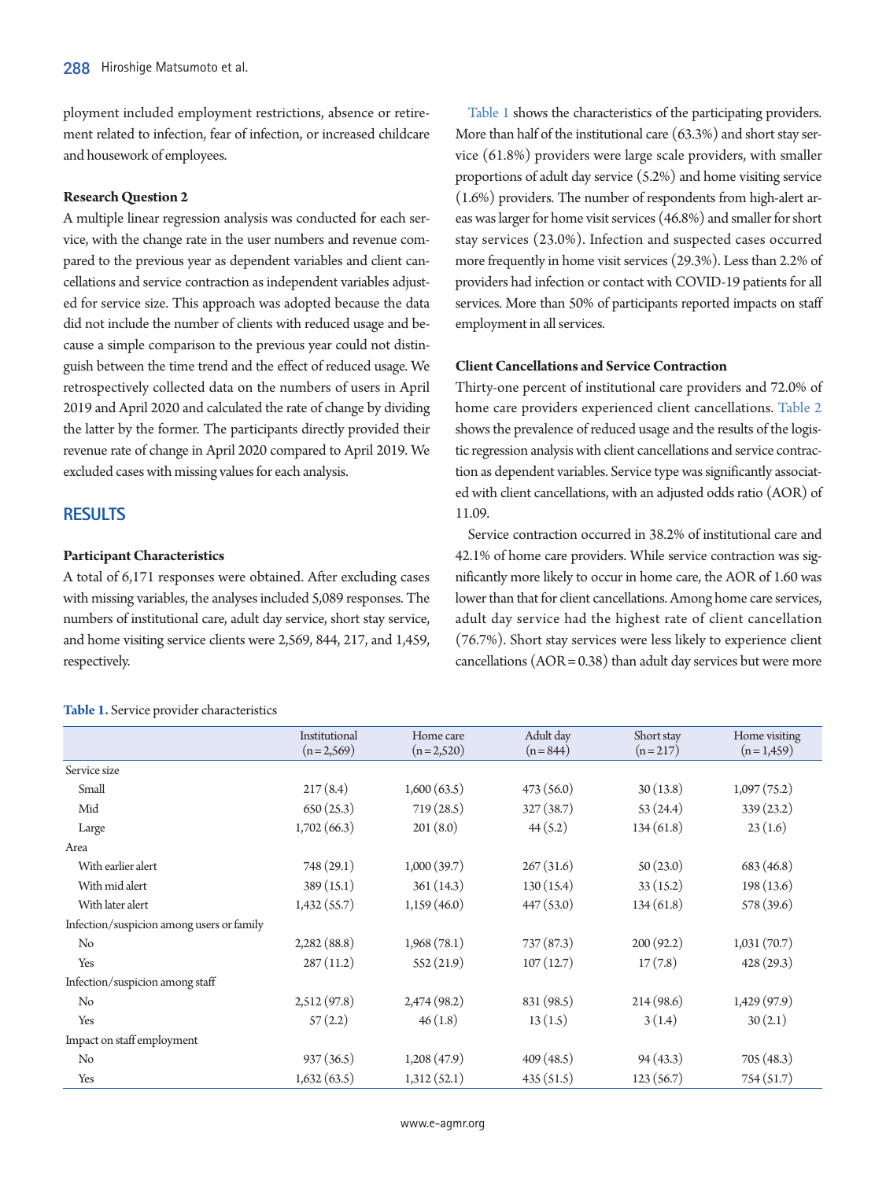ployment included employment restrictions, absence or retirement related to infection, fear of infection, or increased childcare and housework of employees.

#### Research Question 2

A multiple linear regression analysis was conducted for each service, with the change rate in the user numbers and revenue compared to the previous year as dependent variables and client cancellations and service contraction as independent variables adjusted for service size. This approach was adopted because the data did not include the number of clients with reduced usage and because a simple comparison to the previous year could not distinguish between the time trend and the effect of reduced usage. We retrospectively collected data on the numbers of users in April 2019 and April 2020 and calculated the rate of change by dividing the latter by the former. The participants directly provided their revenue rate of change in April 2020 compared to April 2019. We excluded cases with missing values for each analysis.

## RESULTS

#### Participant Characteristics

A total of 6,171 responses were obtained. After excluding cases with missing variables, the analyses included 5,089 responses. The numbers of institutional care, adult day service, short stay service, and home visiting service clients were 2,569, 844, 217, and 1,459, respectively.

Table 1 shows the characteristics of the participating providers. More than half of the institutional care (63.3%) and short stay service (61.8%) providers were large scale providers, with smaller proportions of adult day service (5.2%) and home visiting service (1.6%) providers. The number of respondents from high-alert areas was larger for home visit services (46.8%) and smaller for short stay services (23.0%). Infection and suspected cases occurred more frequently in home visit services (29.3%). Less than 2.2% of providers had infection or contact with COVID-19 patients for all services. More than 50% of participants reported impacts on staff employment in all services.

#### Client Cancellations and Service Contraction

Thirty-one percent of institutional care providers and 72.0% of home care providers experienced client cancellations. Table 2 shows the prevalence of reduced usage and the results of the logistic regression analysis with client cancellations and service contraction as dependent variables. Service type was significantly associated with client cancellations, with an adjusted odds ratio (AOR) of 11.09.

Service contraction occurred in 38.2% of institutional care and 42.1% of home care providers. While service contraction was significantly more likely to occur in home care, the AOR of 1.60 was lower than that for client cancellations. Among home care services, adult day service had the highest rate of client cancellation (76.7%). Short stay services were less likely to experience client cancellations (AOR = 0.38) than adult day services but were more

**Table 1.** Service provider characteristics

| | Institutional (n = 2,569) | Home care (n = 2,520) | Adult day (n = 844) | Short stay (n = 217) | Home visiting (n = 1,459) |
|---|---|---|---|---|---|
| Service size | | | | | |
| Small | 217 (8.4) | 1,600 (63.5) | 473 (56.0) | 30 (13.8) | 1,097 (75.2) |
| Mid | 650 (25.3) | 719 (28.5) | 327 (38.7) | 53 (24.4) | 339 (23.2) |
| Large | 1,702 (66.3) | 201 (8.0) | 44 (5.2) | 134 (61.8) | 23 (1.6) |
| Area | | | | | |
| With earlier alert | 748 (29.1) | 1,000 (39.7) | 267 (31.6) | 50 (23.0) | 683 (46.8) |
| With mid alert | 389 (15.1) | 361 (14.3) | 130 (15.4) | 33 (15.2) | 198 (13.6) |
| With later alert | 1,432 (55.7) | 1,159 (46.0) | 447 (53.0) | 134 (61.8) | 578 (39.6) |
| Infection/suspicion among users or family | | | | | |
| No | 2,282 (88.8) | 1,968 (78.1) | 737 (87.3) | 200 (92.2) | 1,031 (70.7) |
| Yes | 287 (11.2) | 552 (21.9) | 107 (12.7) | 17 (7.8) | 428 (29.3) |
| Infection/suspicion among staff | | | | | |
| No | 2,512 (97.8) | 2,474 (98.2) | 831 (98.5) | 214 (98.6) | 1,429 (97.9) |
| Yes | 57 (2.2) | 46 (1.8) | 13 (1.5) | 3 (1.4) | 30 (2.1) |
| Impact on staff employment | | | | | |
| No | 937 (36.5) | 1,208 (47.9) | 409 (48.5) | 94 (43.3) | 705 (48.3) |
| Yes | 1,632 (63.5) | 1,312 (52.1) | 435 (51.5) | 123 (56.7) | 754 (51.7) |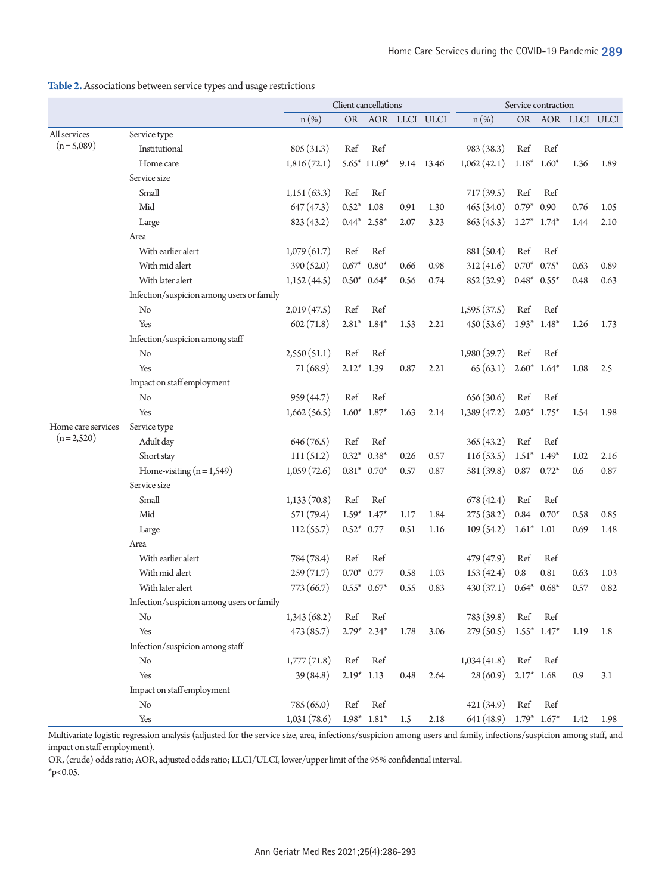**Table 2.** Associations between service types and usage restrictions

| | | Client cancellations | | | | | Service contraction | | | | |
|---|---|---|---|---|---|---|---|---|---|---|---|
| | | n (%) | OR | AOR | LLCI | ULCI | n (%) | OR | AOR | LLCI | ULCI |
| All services (n = 5,089) | Service type | | | | | | | | | | |
| | Institutional | 805 (31.3) | Ref | Ref | | | 983 (38.3) | Ref | Ref | | |
| | Home care | 1,816 (72.1) | 5.65* | 11.09* | 9.14 | 13.46 | 1,062 (42.1) | 1.18* | 1.60* | 1.36 | 1.89 |
| | Service size | | | | | | | | | | |
| | Small | 1,151 (63.3) | Ref | Ref | | | 717 (39.5) | Ref | Ref | | |
| | Mid | 647 (47.3) | 0.52* | 1.08 | 0.91 | 1.30 | 465 (34.0) | 0.79* | 0.90 | 0.76 | 1.05 |
| | Large | 823 (43.2) | 0.44* | 2.58* | 2.07 | 3.23 | 863 (45.3) | 1.27* | 1.74* | 1.44 | 2.10 |
| | Area | | | | | | | | | | |
| | With earlier alert | 1,079 (61.7) | Ref | Ref | | | 881 (50.4) | Ref | Ref | | |
| | With mid alert | 390 (52.0) | 0.67* | 0.80* | 0.66 | 0.98 | 312 (41.6) | 0.70* | 0.75* | 0.63 | 0.89 |
| | With later alert | 1,152 (44.5) | 0.50* | 0.64* | 0.56 | 0.74 | 852 (32.9) | 0.48* | 0.55* | 0.48 | 0.63 |
| | Infection/suspicion among users or family | | | | | | | | | | |
| | No | 2,019 (47.5) | Ref | Ref | | | 1,595 (37.5) | Ref | Ref | | |
| | Yes | 602 (71.8) | 2.81* | 1.84* | 1.53 | 2.21 | 450 (53.6) | 1.93* | 1.48* | 1.26 | 1.73 |
| | Infection/suspicion among staff | | | | | | | | | | |
| | No | 2,550 (51.1) | Ref | Ref | | | 1,980 (39.7) | Ref | Ref | | |
| | Yes | 71 (68.9) | 2.12* | 1.39 | 0.87 | 2.21 | 65 (63.1) | 2.60* | 1.64* | 1.08 | 2.5 |
| | Impact on staff employment | | | | | | | | | | |
| | No | 959 (44.7) | Ref | Ref | | | 656 (30.6) | Ref | Ref | | |
| | Yes | 1,662 (56.5) | 1.60* | 1.87* | 1.63 | 2.14 | 1,389 (47.2) | 2.03* | 1.75* | 1.54 | 1.98 |
| Home care services (n = 2,520) | Service type | | | | | | | | | | |
| | Adult day | 646 (76.5) | Ref | Ref | | | 365 (43.2) | Ref | Ref | | |
| | Short stay | 111 (51.2) | 0.32* | 0.38* | 0.26 | 0.57 | 116 (53.5) | 1.51* | 1.49* | 1.02 | 2.16 |
| | Home-visiting (n = 1,549) | 1,059 (72.6) | 0.81* | 0.70* | 0.57 | 0.87 | 581 (39.8) | 0.87 | 0.72* | 0.6 | 0.87 |
| | Service size | | | | | | | | | | |
| | Small | 1,133 (70.8) | Ref | Ref | | | 678 (42.4) | Ref | Ref | | |
| | Mid | 571 (79.4) | 1.59* | 1.47* | 1.17 | 1.84 | 275 (38.2) | 0.84 | 0.70* | 0.58 | 0.85 |
| | Large | 112 (55.7) | 0.52* | 0.77 | 0.51 | 1.16 | 109 (54.2) | 1.61* | 1.01 | 0.69 | 1.48 |
| | Area | | | | | | | | | | |
| | With earlier alert | 784 (78.4) | Ref | Ref | | | 479 (47.9) | Ref | Ref | | |
| | With mid alert | 259 (71.7) | 0.70* | 0.77 | 0.58 | 1.03 | 153 (42.4) | 0.8 | 0.81 | 0.63 | 1.03 |
| | With later alert | 773 (66.7) | 0.55* | 0.67* | 0.55 | 0.83 | 430 (37.1) | 0.64* | 0.68* | 0.57 | 0.82 |
| | Infection/suspicion among users or family | | | | | | | | | | |
| | No | 1,343 (68.2) | Ref | Ref | | | 783 (39.8) | Ref | Ref | | |
| | Yes | 473 (85.7) | 2.79* | 2.34* | 1.78 | 3.06 | 279 (50.5) | 1.55* | 1.47* | 1.19 | 1.8 |
| | Infection/suspicion among staff | | | | | | | | | | |
| | No | 1,777 (71.8) | Ref | Ref | | | 1,034 (41.8) | Ref | Ref | | |
| | Yes | 39 (84.8) | 2.19* | 1.13 | 0.48 | 2.64 | 28 (60.9) | 2.17* | 1.68 | 0.9 | 3.1 |
| | Impact on staff employment | | | | | | | | | | |
| | No | 785 (65.0) | Ref | Ref | | | 421 (34.9) | Ref | Ref | | |
| | Yes | 1,031 (78.6) | 1.98* | 1.81* | 1.5 | 2.18 | 641 (48.9) | 1.79* | 1.67* | 1.42 | 1.98 |

Multivariate logistic regression analysis (adjusted for the service size, area, infections/suspicion among users and family, infections/suspicion among staff, and impact on staff employment).
OR, (crude) odds ratio; AOR, adjusted odds ratio; LLCI/ULCI, lower/upper limit of the 95% confidential interval.
*$p<0.05$.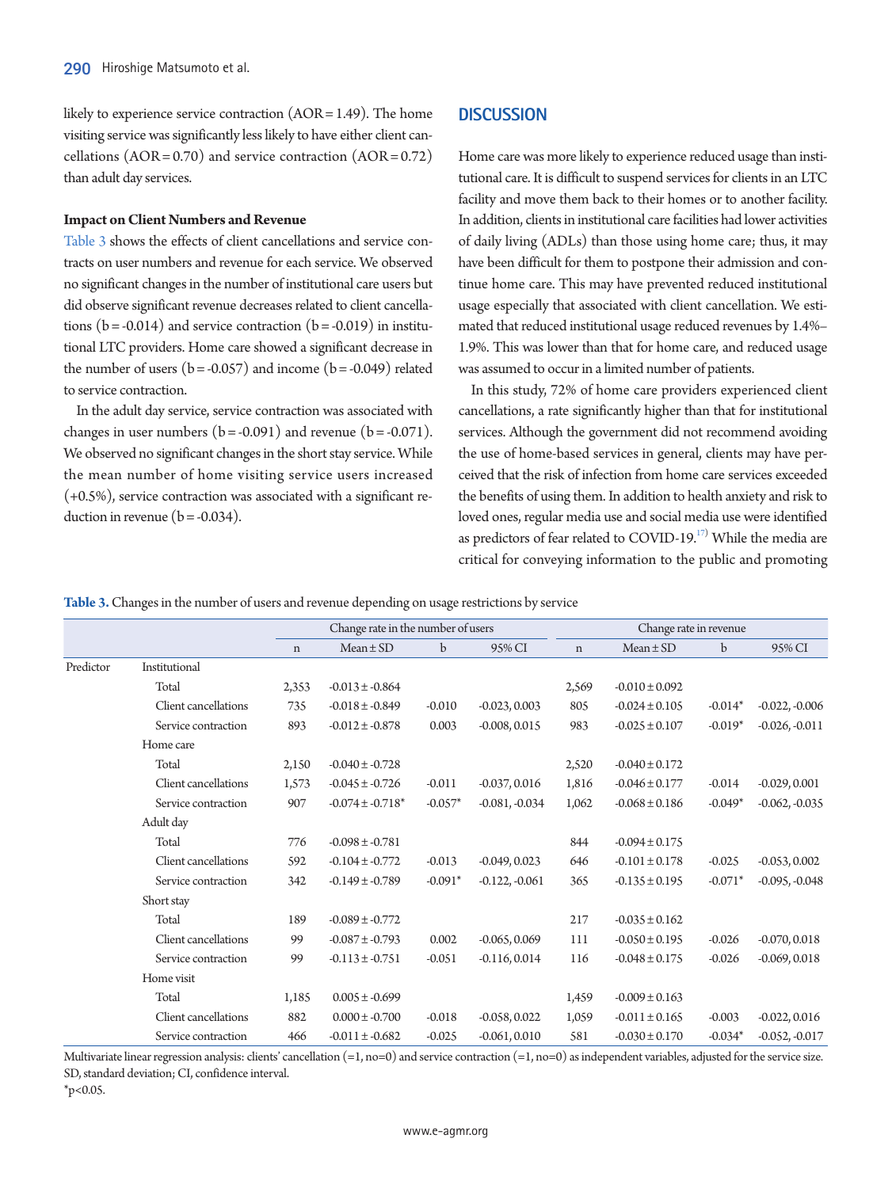likely to experience service contraction (AOR = 1.49). The home visiting service was significantly less likely to have either client cancellations (AOR = 0.70) and service contraction (AOR = 0.72) than adult day services.

#### Impact on Client Numbers and Revenue

Table 3 shows the effects of client cancellations and service contracts on user numbers and revenue for each service. We observed no significant changes in the number of institutional care users but did observe significant revenue decreases related to client cancellations (b = -0.014) and service contraction (b = -0.019) in institutional LTC providers. Home care showed a significant decrease in the number of users (b = -0.057) and income (b = -0.049) related to service contraction.

In the adult day service, service contraction was associated with changes in user numbers (b = -0.091) and revenue (b = -0.071). We observed no significant changes in the short stay service. While the mean number of home visiting service users increased (+0.5%), service contraction was associated with a significant reduction in revenue (b = -0.034).

## DISCUSSION

Home care was more likely to experience reduced usage than institutional care. It is difficult to suspend services for clients in an LTC facility and move them back to their homes or to another facility. In addition, clients in institutional care facilities had lower activities of daily living (ADLs) than those using home care; thus, it may have been difficult for them to postpone their admission and continue home care. This may have prevented reduced institutional usage especially that associated with client cancellation. We estimated that reduced institutional usage reduced revenues by 1.4%–1.9%. This was lower than that for home care, and reduced usage was assumed to occur in a limited number of patients.

In this study, 72% of home care providers experienced client cancellations, a rate significantly higher than that for institutional services. Although the government did not recommend avoiding the use of home-based services in general, clients may have perceived that the risk of infection from home care services exceeded the benefits of using them. In addition to health anxiety and risk to loved ones, regular media use and social media use were identified as predictors of fear related to COVID-19.[17] While the media are critical for conveying information to the public and promoting

**Table 3.** Changes in the number of users and revenue depending on usage restrictions by service

| | | Change rate in the number of users | | | | Change rate in revenue | | | |
|---|---|---|---|---|---|---|---|---|---|
| | | n | Mean ± SD | b | 95% CI | n | Mean ± SD | b | 95% CI |
| Predictor | Institutional | | | | | | | | |
| | Total | 2,353 | -0.013 ± -0.864 | | | 2,569 | -0.010 ± 0.092 | | |
| | Client cancellations | 735 | -0.018 ± -0.849 | -0.010 | -0.023, 0.003 | 805 | -0.024 ± 0.105 | -0.014* | -0.022, -0.006 |
| | Service contraction | 893 | -0.012 ± -0.878 | 0.003 | -0.008, 0.015 | 983 | -0.025 ± 0.107 | -0.019* | -0.026, -0.011 |
| | Home care | | | | | | | | |
| | Total | 2,150 | -0.040 ± -0.728 | | | 2,520 | -0.040 ± 0.172 | | |
| | Client cancellations | 1,573 | -0.045 ± -0.726 | -0.011 | -0.037, 0.016 | 1,816 | -0.046 ± 0.177 | -0.014 | -0.029, 0.001 |
| | Service contraction | 907 | -0.074 ± -0.718* | -0.057* | -0.081, -0.034 | 1,062 | -0.068 ± 0.186 | -0.049* | -0.062, -0.035 |
| | Adult day | | | | | | | | |
| | Total | 776 | -0.098 ± -0.781 | | | 844 | -0.094 ± 0.175 | | |
| | Client cancellations | 592 | -0.104 ± -0.772 | -0.013 | -0.049, 0.023 | 646 | -0.101 ± 0.178 | -0.025 | -0.053, 0.002 |
| | Service contraction | 342 | -0.149 ± -0.789 | -0.091* | -0.122, -0.061 | 365 | -0.135 ± 0.195 | -0.071* | -0.095, -0.048 |
| | Short stay | | | | | | | | |
| | Total | 189 | -0.089 ± -0.772 | | | 217 | -0.035 ± 0.162 | | |
| | Client cancellations | 99 | -0.087 ± -0.793 | 0.002 | -0.065, 0.069 | 111 | -0.050 ± 0.195 | -0.026 | -0.070, 0.018 |
| | Service contraction | 99 | -0.113 ± -0.751 | -0.051 | -0.116, 0.014 | 116 | -0.048 ± 0.175 | -0.026 | -0.069, 0.018 |
| | Home visit | | | | | | | | |
| | Total | 1,185 | 0.005 ± -0.699 | | | 1,459 | -0.009 ± 0.163 | | |
| | Client cancellations | 882 | 0.000 ± -0.700 | -0.018 | -0.058, 0.022 | 1,059 | -0.011 ± 0.165 | -0.003 | -0.022, 0.016 |
| | Service contraction | 466 | -0.011 ± -0.682 | -0.025 | -0.061, 0.010 | 581 | -0.030 ± 0.170 | -0.034* | -0.052, -0.017 |

Multivariate linear regression analysis: clients' cancellation (=1, no=0) and service contraction (=1, no=0) as independent variables, adjusted for the service size.
SD, standard deviation; CI, confidence interval.
*p<0.05.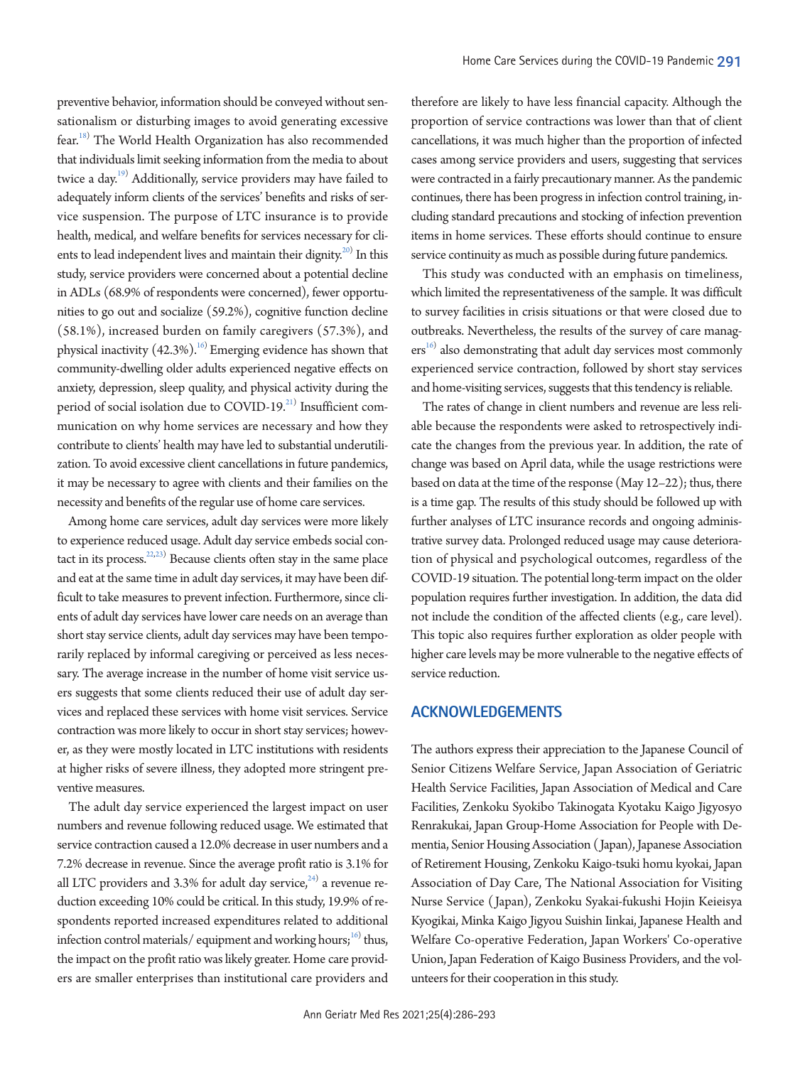preventive behavior, information should be conveyed without sensationalism or disturbing images to avoid generating excessive fear.[18] The World Health Organization has also recommended that individuals limit seeking information from the media to about twice a day.[19] Additionally, service providers may have failed to adequately inform clients of the services' benefits and risks of service suspension. The purpose of LTC insurance is to provide health, medical, and welfare benefits for services necessary for clients to lead independent lives and maintain their dignity.[20] In this study, service providers were concerned about a potential decline in ADLs (68.9% of respondents were concerned), fewer opportunities to go out and socialize (59.2%), cognitive function decline (58.1%), increased burden on family caregivers (57.3%), and physical inactivity (42.3%).[16] Emerging evidence has shown that community-dwelling older adults experienced negative effects on anxiety, depression, sleep quality, and physical activity during the period of social isolation due to COVID-19.[21] Insufficient communication on why home services are necessary and how they contribute to clients' health may have led to substantial underutilization. To avoid excessive client cancellations in future pandemics, it may be necessary to agree with clients and their families on the necessity and benefits of the regular use of home care services.

Among home care services, adult day services were more likely to experience reduced usage. Adult day service embeds social contact in its process.[22,23] Because clients often stay in the same place and eat at the same time in adult day services, it may have been difficult to take measures to prevent infection. Furthermore, since clients of adult day services have lower care needs on an average than short stay service clients, adult day services may have been temporarily replaced by informal caregiving or perceived as less necessary. The average increase in the number of home visit service users suggests that some clients reduced their use of adult day services and replaced these services with home visit services. Service contraction was more likely to occur in short stay services; however, as they were mostly located in LTC institutions with residents at higher risks of severe illness, they adopted more stringent preventive measures.

The adult day service experienced the largest impact on user numbers and revenue following reduced usage. We estimated that service contraction caused a 12.0% decrease in user numbers and a 7.2% decrease in revenue. Since the average profit ratio is 3.1% for all LTC providers and 3.3% for adult day service,[24] a revenue reduction exceeding 10% could be critical. In this study, 19.9% of respondents reported increased expenditures related to additional infection control materials/ equipment and working hours;[16] thus, the impact on the profit ratio was likely greater. Home care providers are smaller enterprises than institutional care providers and therefore are likely to have less financial capacity. Although the proportion of service contractions was lower than that of client cancellations, it was much higher than the proportion of infected cases among service providers and users, suggesting that services were contracted in a fairly precautionary manner. As the pandemic continues, there has been progress in infection control training, including standard precautions and stocking of infection prevention items in home services. These efforts should continue to ensure service continuity as much as possible during future pandemics.

This study was conducted with an emphasis on timeliness, which limited the representativeness of the sample. It was difficult to survey facilities in crisis situations or that were closed due to outbreaks. Nevertheless, the results of the survey of care managers[16] also demonstrating that adult day services most commonly experienced service contraction, followed by short stay services and home-visiting services, suggests that this tendency is reliable.

The rates of change in client numbers and revenue are less reliable because the respondents were asked to retrospectively indicate the changes from the previous year. In addition, the rate of change was based on April data, while the usage restrictions were based on data at the time of the response (May 12–22); thus, there is a time gap. The results of this study should be followed up with further analyses of LTC insurance records and ongoing administrative survey data. Prolonged reduced usage may cause deterioration of physical and psychological outcomes, regardless of the COVID-19 situation. The potential long-term impact on the older population requires further investigation. In addition, the data did not include the condition of the affected clients (e.g., care level). This topic also requires further exploration as older people with higher care levels may be more vulnerable to the negative effects of service reduction.

## ACKNOWLEDGEMENTS

The authors express their appreciation to the Japanese Council of Senior Citizens Welfare Service, Japan Association of Geriatric Health Service Facilities, Japan Association of Medical and Care Facilities, Zenkoku Syokibo Takinogata Kyotaku Kaigo Jigyosyo Renrakukai, Japan Group-Home Association for People with Dementia, Senior Housing Association (Japan), Japanese Association of Retirement Housing, Zenkoku Kaigo-tsuki homu kyokai, Japan Association of Day Care, The National Association for Visiting Nurse Service (Japan), Zenkoku Syakai-fukushi Hojin Keieisya Kyogikai, Minka Kaigo Jigyou Suishin Iinkai, Japanese Health and Welfare Co-operative Federation, Japan Workers' Co-operative Union, Japan Federation of Kaigo Business Providers, and the volunteers for their cooperation in this study.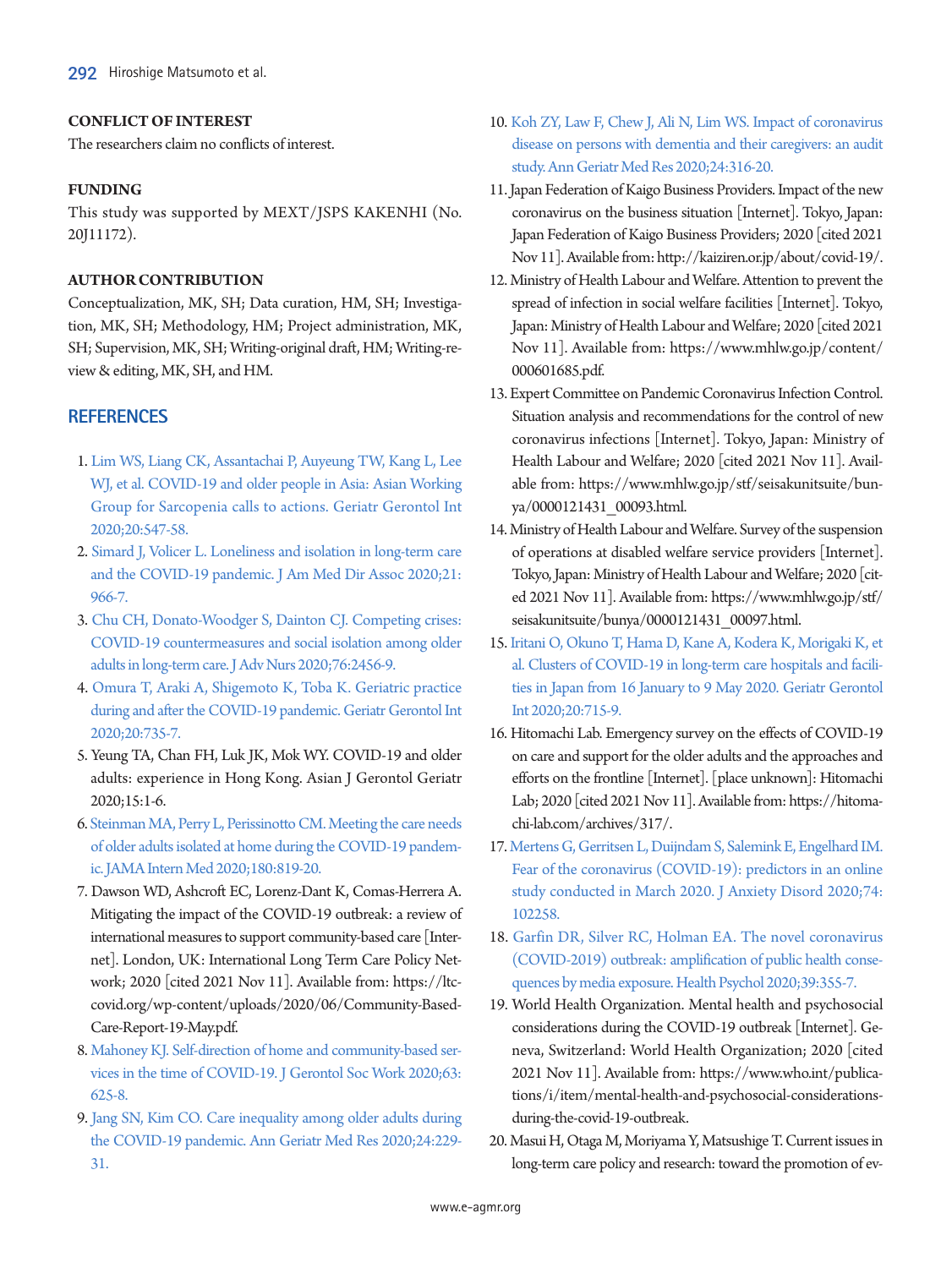**CONFLICT OF INTEREST**

The researchers claim no conflicts of interest.

**FUNDING**

This study was supported by MEXT/JSPS KAKENHI (No. 20J11172).

**AUTHOR CONTRIBUTION**

Conceptualization, MK, SH; Data curation, HM, SH; Investigation, MK, SH; Methodology, HM; Project administration, MK, SH; Supervision, MK, SH; Writing-original draft, HM; Writing-review & editing, MK, SH, and HM.

## REFERENCES

1. Lim WS, Liang CK, Assantachai P, Auyeung TW, Kang L, Lee WJ, et al. COVID-19 and older people in Asia: Asian Working Group for Sarcopenia calls to actions. Geriatr Gerontol Int 2020;20:547-58.
2. Simard J, Volicer L. Loneliness and isolation in long-term care and the COVID-19 pandemic. J Am Med Dir Assoc 2020;21:966-7.
3. Chu CH, Donato-Woodger S, Dainton CJ. Competing crises: COVID-19 countermeasures and social isolation among older adults in long-term care. J Adv Nurs 2020;76:2456-9.
4. Omura T, Araki A, Shigemoto K, Toba K. Geriatric practice during and after the COVID-19 pandemic. Geriatr Gerontol Int 2020;20:735-7.
5. Yeung TA, Chan FH, Luk JK, Mok WY. COVID-19 and older adults: experience in Hong Kong. Asian J Gerontol Geriatr 2020;15:1-6.
6. Steinman MA, Perry L, Perissinotto CM. Meeting the care needs of older adults isolated at home during the COVID-19 pandemic. JAMA Intern Med 2020;180:819-20.
7. Dawson WD, Ashcroft EC, Lorenz-Dant K, Comas-Herrera A. Mitigating the impact of the COVID-19 outbreak: a review of international measures to support community-based care [Internet]. London, UK: International Long Term Care Policy Network; 2020 [cited 2021 Nov 11]. Available from: https://ltc-covid.org/wp-content/uploads/2020/06/Community-Based-Care-Report-19-May.pdf.
8. Mahoney KJ. Self-direction of home and community-based services in the time of COVID-19. J Gerontol Soc Work 2020;63:625-8.
9. Jang SN, Kim CO. Care inequality among older adults during the COVID-19 pandemic. Ann Geriatr Med Res 2020;24:229-31.
10. Koh ZY, Law F, Chew J, Ali N, Lim WS. Impact of coronavirus disease on persons with dementia and their caregivers: an audit study. Ann Geriatr Med Res 2020;24:316-20.
11. Japan Federation of Kaigo Business Providers. Impact of the new coronavirus on the business situation [Internet]. Tokyo, Japan: Japan Federation of Kaigo Business Providers; 2020 [cited 2021 Nov 11]. Available from: http://kaiziren.or.jp/about/covid-19/.
12. Ministry of Health Labour and Welfare. Attention to prevent the spread of infection in social welfare facilities [Internet]. Tokyo, Japan: Ministry of Health Labour and Welfare; 2020 [cited 2021 Nov 11]. Available from: https://www.mhlw.go.jp/content/000601685.pdf.
13. Expert Committee on Pandemic Coronavirus Infection Control. Situation analysis and recommendations for the control of new coronavirus infections [Internet]. Tokyo, Japan: Ministry of Health Labour and Welfare; 2020 [cited 2021 Nov 11]. Available from: https://www.mhlw.go.jp/stf/seisakunitsuite/bunya/0000121431_00093.html.
14. Ministry of Health Labour and Welfare. Survey of the suspension of operations at disabled welfare service providers [Internet]. Tokyo, Japan: Ministry of Health Labour and Welfare; 2020 [cited 2021 Nov 11]. Available from: https://www.mhlw.go.jp/stf/seisakunitsuite/bunya/0000121431_00097.html.
15. Iritani O, Okuno T, Hama D, Kane A, Kodera K, Morigaki K, et al. Clusters of COVID-19 in long-term care hospitals and facilities in Japan from 16 January to 9 May 2020. Geriatr Gerontol Int 2020;20:715-9.
16. Hitomachi Lab. Emergency survey on the effects of COVID-19 on care and support for the older adults and the approaches and efforts on the frontline [Internet]. [place unknown]: Hitomachi Lab; 2020 [cited 2021 Nov 11]. Available from: https://hitomachi-lab.com/archives/317/.
17. Mertens G, Gerritsen L, Duijndam S, Salemink E, Engelhard IM. Fear of the coronavirus (COVID-19): predictors in an online study conducted in March 2020. J Anxiety Disord 2020;74:102258.
18. Garfin DR, Silver RC, Holman EA. The novel coronavirus (COVID-2019) outbreak: amplification of public health consequences by media exposure. Health Psychol 2020;39:355-7.
19. World Health Organization. Mental health and psychosocial considerations during the COVID-19 outbreak [Internet]. Geneva, Switzerland: World Health Organization; 2020 [cited 2021 Nov 11]. Available from: https://www.who.int/publications/i/item/mental-health-and-psychosocial-considerations-during-the-covid-19-outbreak.
20. Masui H, Otaga M, Moriyama Y, Matsushige T. Current issues in long-term care policy and research: toward the promotion of ev-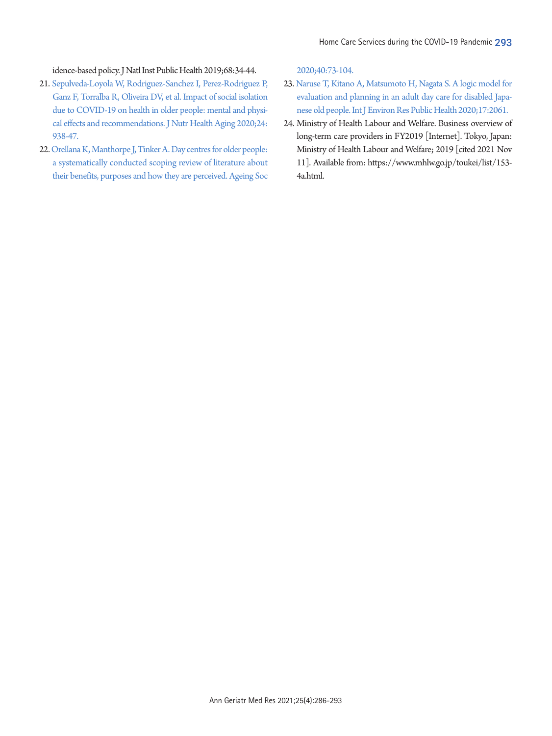idence-based policy. J Natl Inst Public Health 2019;68:34-44.

21. Sepulveda-Loyola W, Rodriguez-Sanchez I, Perez-Rodriguez P, Ganz F, Torralba R, Oliveira DV, et al. Impact of social isolation due to COVID-19 on health in older people: mental and physical effects and recommendations. J Nutr Health Aging 2020;24:938-47.
22. Orellana K, Manthorpe J, Tinker A. Day centres for older people: a systematically conducted scoping review of literature about their benefits, purposes and how they are perceived. Ageing Soc 2020;40:73-104.
23. Naruse T, Kitano A, Matsumoto H, Nagata S. A logic model for evaluation and planning in an adult day care for disabled Japanese old people. Int J Environ Res Public Health 2020;17:2061.
24. Ministry of Health Labour and Welfare. Business overview of long-term care providers in FY2019 [Internet]. Tokyo, Japan: Ministry of Health Labour and Welfare; 2019 [cited 2021 Nov 11]. Available from: https://www.mhlw.go.jp/toukei/list/153-4a.html.